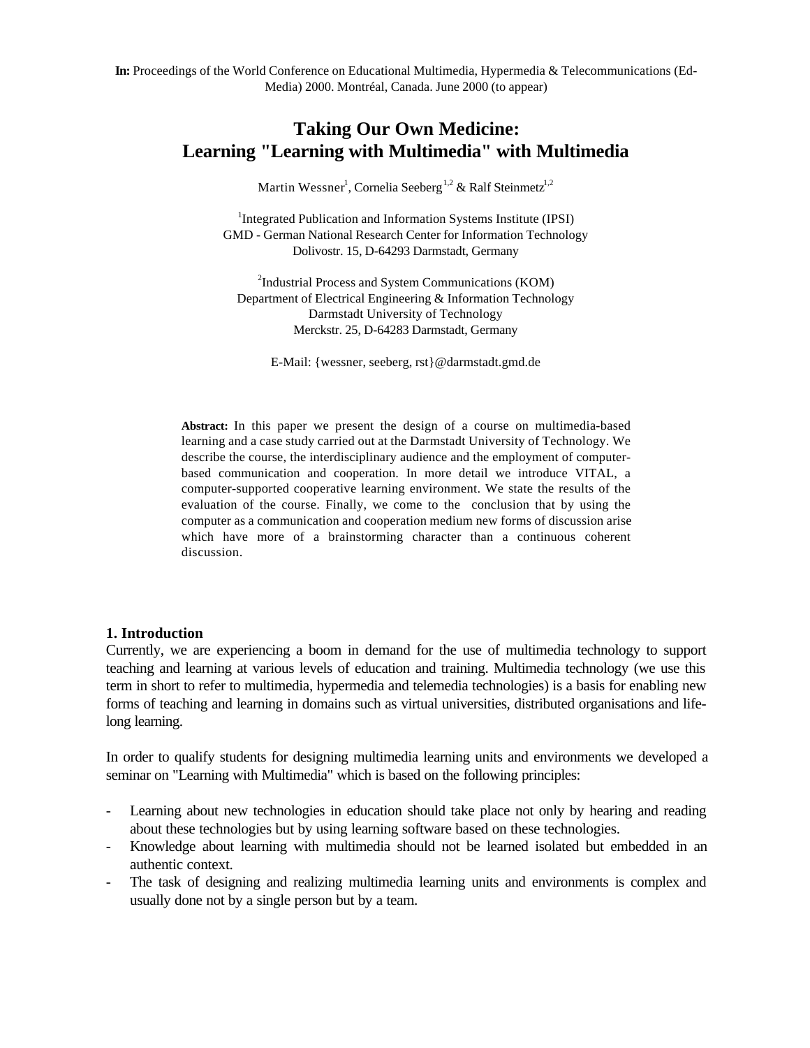**In:** Proceedings of the World Conference on Educational Multimedia, Hypermedia & Telecommunications (Ed-Media) 2000. Montréal, Canada. June 2000 (to appear)

# Taking Our Own Medicine: Learning "Learning with Multimedia" with Multimedia

Martin Wessner[1], Cornelia Seeberg[1,2] & Ralf Steinmetz[1,2]

[1]Integrated Publication and Information Systems Institute (IPSI)
GMD - German National Research Center for Information Technology
Dolivostr. 15, D-64293 Darmstadt, Germany

[2]Industrial Process and System Communications (KOM)
Department of Electrical Engineering & Information Technology
Darmstadt University of Technology
Merckstr. 25, D-64283 Darmstadt, Germany

E-Mail: {wessner, seeberg, rst}@darmstadt.gmd.de

**Abstract:** In this paper we present the design of a course on multimedia-based learning and a case study carried out at the Darmstadt University of Technology. We describe the course, the interdisciplinary audience and the employment of computer-based communication and cooperation. In more detail we introduce VITAL, a computer-supported cooperative learning environment. We state the results of the evaluation of the course. Finally, we come to the conclusion that by using the computer as a communication and cooperation medium new forms of discussion arise which have more of a brainstorming character than a continuous coherent discussion.

## 1. Introduction

Currently, we are experiencing a boom in demand for the use of multimedia technology to support teaching and learning at various levels of education and training. Multimedia technology (we use this term in short to refer to multimedia, hypermedia and telemedia technologies) is a basis for enabling new forms of teaching and learning in domains such as virtual universities, distributed organisations and life-long learning.

In order to qualify students for designing multimedia learning units and environments we developed a seminar on "Learning with Multimedia" which is based on the following principles:

- Learning about new technologies in education should take place not only by hearing and reading about these technologies but by using learning software based on these technologies.
- Knowledge about learning with multimedia should not be learned isolated but embedded in an authentic context.
- The task of designing and realizing multimedia learning units and environments is complex and usually done not by a single person but by a team.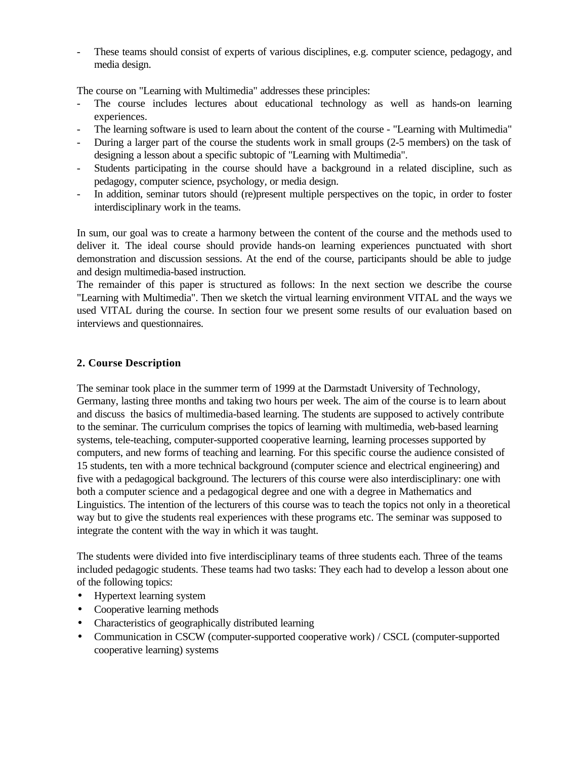- These teams should consist of experts of various disciplines, e.g. computer science, pedagogy, and media design.

The course on "Learning with Multimedia" addresses these principles:

- The course includes lectures about educational technology as well as hands-on learning experiences.
- The learning software is used to learn about the content of the course - "Learning with Multimedia"
- During a larger part of the course the students work in small groups (2-5 members) on the task of designing a lesson about a specific subtopic of "Learning with Multimedia".
- Students participating in the course should have a background in a related discipline, such as pedagogy, computer science, psychology, or media design.
- In addition, seminar tutors should (re)present multiple perspectives on the topic, in order to foster interdisciplinary work in the teams.

In sum, our goal was to create a harmony between the content of the course and the methods used to deliver it. The ideal course should provide hands-on learning experiences punctuated with short demonstration and discussion sessions. At the end of the course, participants should be able to judge and design multimedia-based instruction.
The remainder of this paper is structured as follows: In the next section we describe the course "Learning with Multimedia". Then we sketch the virtual learning environment VITAL and the ways we used VITAL during the course. In section four we present some results of our evaluation based on interviews and questionnaires.

## 2. Course Description

The seminar took place in the summer term of 1999 at the Darmstadt University of Technology, Germany, lasting three months and taking two hours per week. The aim of the course is to learn about and discuss the basics of multimedia-based learning. The students are supposed to actively contribute to the seminar. The curriculum comprises the topics of learning with multimedia, web-based learning systems, tele-teaching, computer-supported cooperative learning, learning processes supported by computers, and new forms of teaching and learning. For this specific course the audience consisted of 15 students, ten with a more technical background (computer science and electrical engineering) and five with a pedagogical background. The lecturers of this course were also interdisciplinary: one with both a computer science and a pedagogical degree and one with a degree in Mathematics and Linguistics. The intention of the lecturers of this course was to teach the topics not only in a theoretical way but to give the students real experiences with these programs etc. The seminar was supposed to integrate the content with the way in which it was taught.

The students were divided into five interdisciplinary teams of three students each. Three of the teams included pedagogic students. These teams had two tasks: They each had to develop a lesson about one of the following topics:

- Hypertext learning system
- Cooperative learning methods
- Characteristics of geographically distributed learning
- Communication in CSCW (computer-supported cooperative work) / CSCL (computer-supported cooperative learning) systems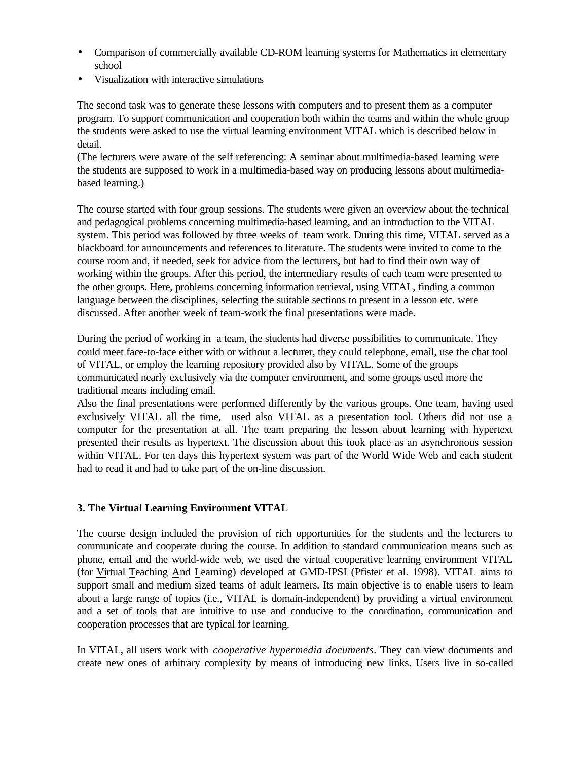- Comparison of commercially available CD-ROM learning systems for Mathematics in elementary school
- Visualization with interactive simulations

The second task was to generate these lessons with computers and to present them as a computer program. To support communication and cooperation both within the teams and within the whole group the students were asked to use the virtual learning environment VITAL which is described below in detail.
(The lecturers were aware of the self referencing: A seminar about multimedia-based learning were the students are supposed to work in a multimedia-based way on producing lessons about multimedia-based learning.)

The course started with four group sessions. The students were given an overview about the technical and pedagogical problems concerning multimedia-based learning, and an introduction to the VITAL system. This period was followed by three weeks of team work. During this time, VITAL served as a blackboard for announcements and references to literature. The students were invited to come to the course room and, if needed, seek for advice from the lecturers, but had to find their own way of working within the groups. After this period, the intermediary results of each team were presented to the other groups. Here, problems concerning information retrieval, using VITAL, finding a common language between the disciplines, selecting the suitable sections to present in a lesson etc. were discussed. After another week of team-work the final presentations were made.

During the period of working in a team, the students had diverse possibilities to communicate. They could meet face-to-face either with or without a lecturer, they could telephone, email, use the chat tool of VITAL, or employ the learning repository provided also by VITAL. Some of the groups communicated nearly exclusively via the computer environment, and some groups used more the traditional means including email.
Also the final presentations were performed differently by the various groups. One team, having used exclusively VITAL all the time, used also VITAL as a presentation tool. Others did not use a computer for the presentation at all. The team preparing the lesson about learning with hypertext presented their results as hypertext. The discussion about this took place as an asynchronous session within VITAL. For ten days this hypertext system was part of the World Wide Web and each student had to read it and had to take part of the on-line discussion.

## 3. The Virtual Learning Environment VITAL

The course design included the provision of rich opportunities for the students and the lecturers to communicate and cooperate during the course. In addition to standard communication means such as phone, email and the world-wide web, we used the virtual cooperative learning environment VITAL (for Virtual Teaching And Learning) developed at GMD-IPSI (Pfister et al. 1998). VITAL aims to support small and medium sized teams of adult learners. Its main objective is to enable users to learn about a large range of topics (i.e., VITAL is domain-independent) by providing a virtual environment and a set of tools that are intuitive to use and conducive to the coordination, communication and cooperation processes that are typical for learning.

In VITAL, all users work with *cooperative hypermedia documents*. They can view documents and create new ones of arbitrary complexity by means of introducing new links. Users live in so-called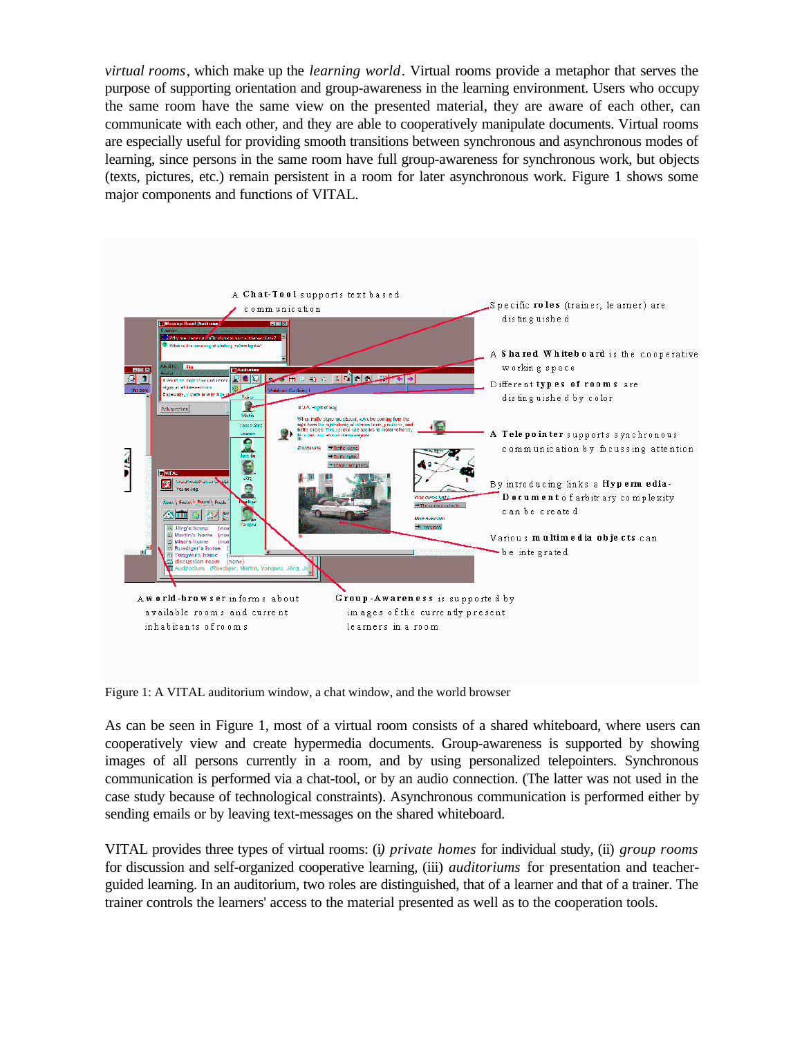*virtual rooms*, which make up the *learning world*. Virtual rooms provide a metaphor that serves the purpose of supporting orientation and group-awareness in the learning environment. Users who occupy the same room have the same view on the presented material, they are aware of each other, can communicate with each other, and they are able to cooperatively manipulate documents. Virtual rooms are especially useful for providing smooth transitions between synchronous and asynchronous modes of learning, since persons in the same room have full group-awareness for synchronous work, but objects (texts, pictures, etc.) remain persistent in a room for later asynchronous work. Figure 1 shows some major components and functions of VITAL.

A **Chat-Tool** supports text based communication

Specific **roles** (trainer, learner) are distinguished

A **Shared Whiteboard** is the cooperative working space

Different **types of rooms** are distinguished by color

A **Telepointer** supports synchronous communication by focussing attention

By introducing links a **Hypermedia-Document** of arbitrary complexity can be created

Various **multimedia objects** can be integrated

A **world-browser** informs about available rooms and current inhabitants of rooms

**Group-Awareness** is supported by images of the currently present learners in a room

Figure 1: A VITAL auditorium window, a chat window, and the world browser

As can be seen in Figure 1, most of a virtual room consists of a shared whiteboard, where users can cooperatively view and create hypermedia documents. Group-awareness is supported by showing images of all persons currently in a room, and by using personalized telepointers. Synchronous communication is performed via a chat-tool, or by an audio connection. (The latter was not used in the case study because of technological constraints). Asynchronous communication is performed either by sending emails or by leaving text-messages on the shared whiteboard.

VITAL provides three types of virtual rooms: (i) *private homes* for individual study, (ii) *group rooms* for discussion and self-organized cooperative learning, (iii) *auditoriums* for presentation and teacher-guided learning. In an auditorium, two roles are distinguished, that of a learner and that of a trainer. The trainer controls the learners' access to the material presented as well as to the cooperation tools.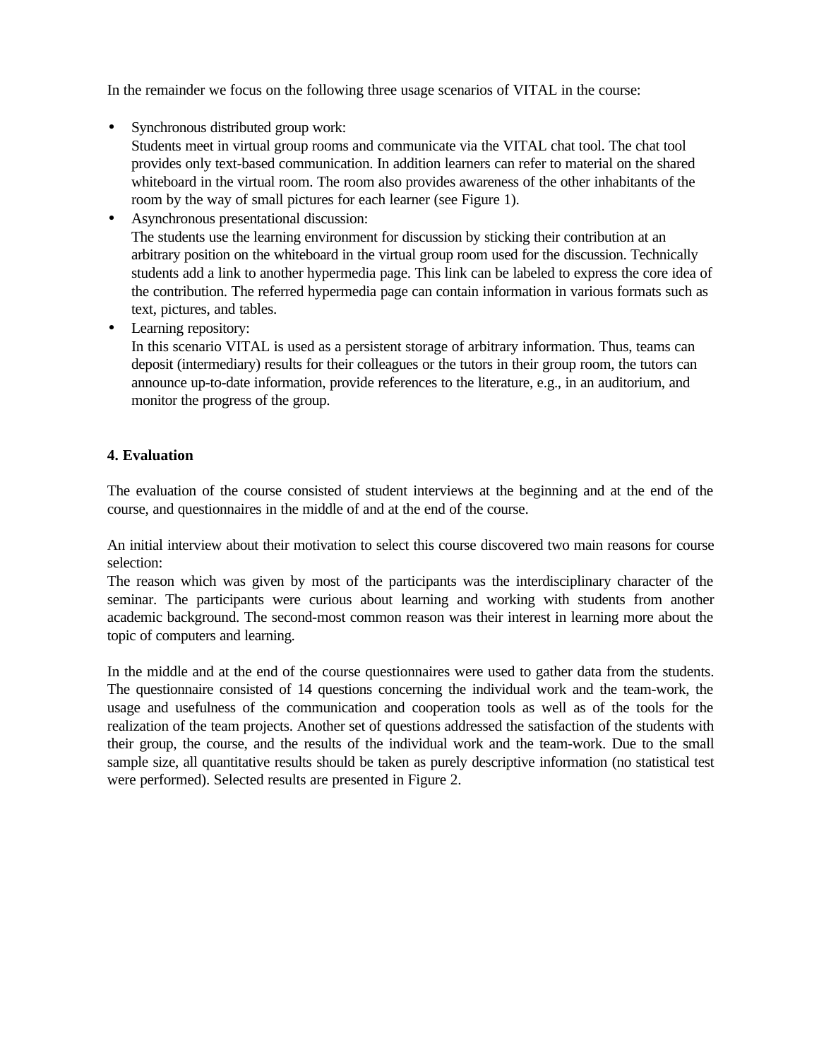In the remainder we focus on the following three usage scenarios of VITAL in the course:

- Synchronous distributed group work:
  Students meet in virtual group rooms and communicate via the VITAL chat tool. The chat tool provides only text-based communication. In addition learners can refer to material on the shared whiteboard in the virtual room. The room also provides awareness of the other inhabitants of the room by the way of small pictures for each learner (see Figure 1).
- Asynchronous presentational discussion:
  The students use the learning environment for discussion by sticking their contribution at an arbitrary position on the whiteboard in the virtual group room used for the discussion. Technically students add a link to another hypermedia page. This link can be labeled to express the core idea of the contribution. The referred hypermedia page can contain information in various formats such as text, pictures, and tables.
- Learning repository:
  In this scenario VITAL is used as a persistent storage of arbitrary information. Thus, teams can deposit (intermediary) results for their colleagues or the tutors in their group room, the tutors can announce up-to-date information, provide references to the literature, e.g., in an auditorium, and monitor the progress of the group.

## 4. Evaluation

The evaluation of the course consisted of student interviews at the beginning and at the end of the course, and questionnaires in the middle of and at the end of the course.

An initial interview about their motivation to select this course discovered two main reasons for course selection:
The reason which was given by most of the participants was the interdisciplinary character of the seminar. The participants were curious about learning and working with students from another academic background. The second-most common reason was their interest in learning more about the topic of computers and learning.

In the middle and at the end of the course questionnaires were used to gather data from the students. The questionnaire consisted of 14 questions concerning the individual work and the team-work, the usage and usefulness of the communication and cooperation tools as well as of the tools for the realization of the team projects. Another set of questions addressed the satisfaction of the students with their group, the course, and the results of the individual work and the team-work. Due to the small sample size, all quantitative results should be taken as purely descriptive information (no statistical test were performed). Selected results are presented in Figure 2.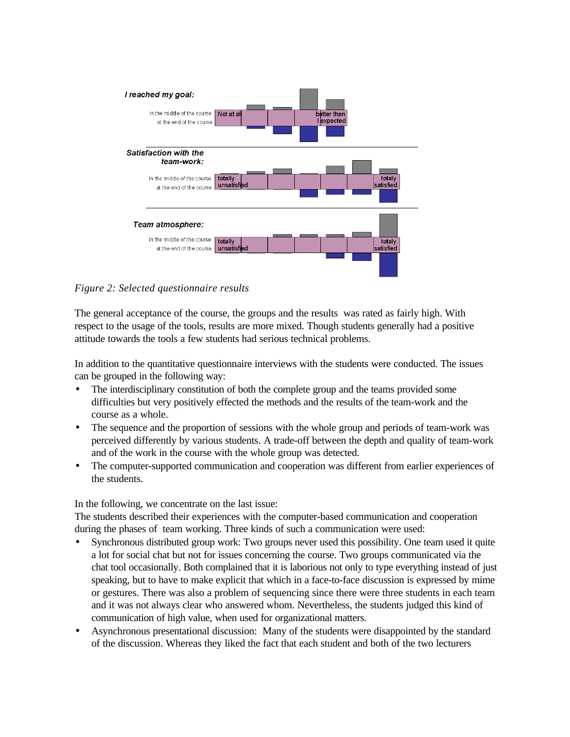*Figure 2: Selected questionnaire results*

The general acceptance of the course, the groups and the results was rated as fairly high. With respect to the usage of the tools, results are more mixed. Though students generally had a positive attitude towards the tools a few students had serious technical problems.

In addition to the quantitative questionnaire interviews with the students were conducted. The issues can be grouped in the following way:

- The interdisciplinary constitution of both the complete group and the teams provided some difficulties but very positively effected the methods and the results of the team-work and the course as a whole.
- The sequence and the proportion of sessions with the whole group and periods of team-work was perceived differently by various students. A trade-off between the depth and quality of team-work and of the work in the course with the whole group was detected.
- The computer-supported communication and cooperation was different from earlier experiences of the students.

In the following, we concentrate on the last issue:
The students described their experiences with the computer-based communication and cooperation during the phases of team working. Three kinds of such a communication were used:

- Synchronous distributed group work: Two groups never used this possibility. One team used it quite a lot for social chat but not for issues concerning the course. Two groups communicated via the chat tool occasionally. Both complained that it is laborious not only to type everything instead of just speaking, but to have to make explicit that which in a face-to-face discussion is expressed by mime or gestures. There was also a problem of sequencing since there were three students in each team and it was not always clear who answered whom. Nevertheless, the students judged this kind of communication of high value, when used for organizational matters.
- Asynchronous presentational discussion: Many of the students were disappointed by the standard of the discussion. Whereas they liked the fact that each student and both of the two lecturers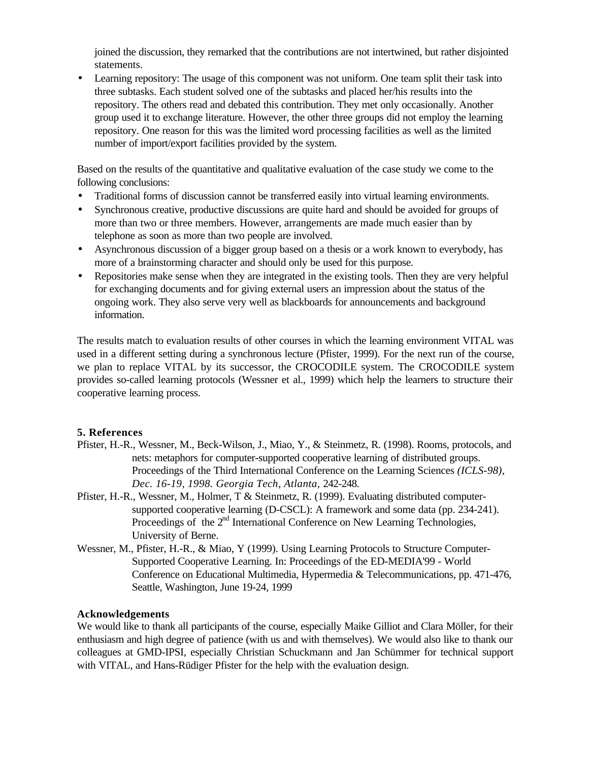joined the discussion, they remarked that the contributions are not intertwined, but rather disjointed statements.

- Learning repository: The usage of this component was not uniform. One team split their task into three subtasks. Each student solved one of the subtasks and placed her/his results into the repository. The others read and debated this contribution. They met only occasionally. Another group used it to exchange literature. However, the other three groups did not employ the learning repository. One reason for this was the limited word processing facilities as well as the limited number of import/export facilities provided by the system.

Based on the results of the quantitative and qualitative evaluation of the case study we come to the following conclusions:

- Traditional forms of discussion cannot be transferred easily into virtual learning environments.
- Synchronous creative, productive discussions are quite hard and should be avoided for groups of more than two or three members. However, arrangements are made much easier than by telephone as soon as more than two people are involved.
- Asynchronous discussion of a bigger group based on a thesis or a work known to everybody, has more of a brainstorming character and should only be used for this purpose.
- Repositories make sense when they are integrated in the existing tools. Then they are very helpful for exchanging documents and for giving external users an impression about the status of the ongoing work. They also serve very well as blackboards for announcements and background information.

The results match to evaluation results of other courses in which the learning environment VITAL was used in a different setting during a synchronous lecture (Pfister, 1999). For the next run of the course, we plan to replace VITAL by its successor, the CROCODILE system. The CROCODILE system provides so-called learning protocols (Wessner et al., 1999) which help the learners to structure their cooperative learning process.

## 5. References

Pfister, H.-R., Wessner, M., Beck-Wilson, J., Miao, Y., & Steinmetz, R. (1998). Rooms, protocols, and nets: metaphors for computer-supported cooperative learning of distributed groups. Proceedings of the Third International Conference on the Learning Sciences *(ICLS-98), Dec. 16-19, 1998. Georgia Tech, Atlanta*, 242-248.

Pfister, H.-R., Wessner, M., Holmer, T & Steinmetz, R. (1999). Evaluating distributed computer-supported cooperative learning (D-CSCL): A framework and some data (pp. 234-241). Proceedings of the 2nd International Conference on New Learning Technologies, University of Berne.

Wessner, M., Pfister, H.-R., & Miao, Y (1999). Using Learning Protocols to Structure Computer-Supported Cooperative Learning. In: Proceedings of the ED-MEDIA'99 - World Conference on Educational Multimedia, Hypermedia & Telecommunications, pp. 471-476, Seattle, Washington, June 19-24, 1999

## Acknowledgements

We would like to thank all participants of the course, especially Maike Gilliot and Clara Möller, for their enthusiasm and high degree of patience (with us and with themselves). We would also like to thank our colleagues at GMD-IPSI, especially Christian Schuckmann and Jan Schümmer for technical support with VITAL, and Hans-Rüdiger Pfister for the help with the evaluation design.